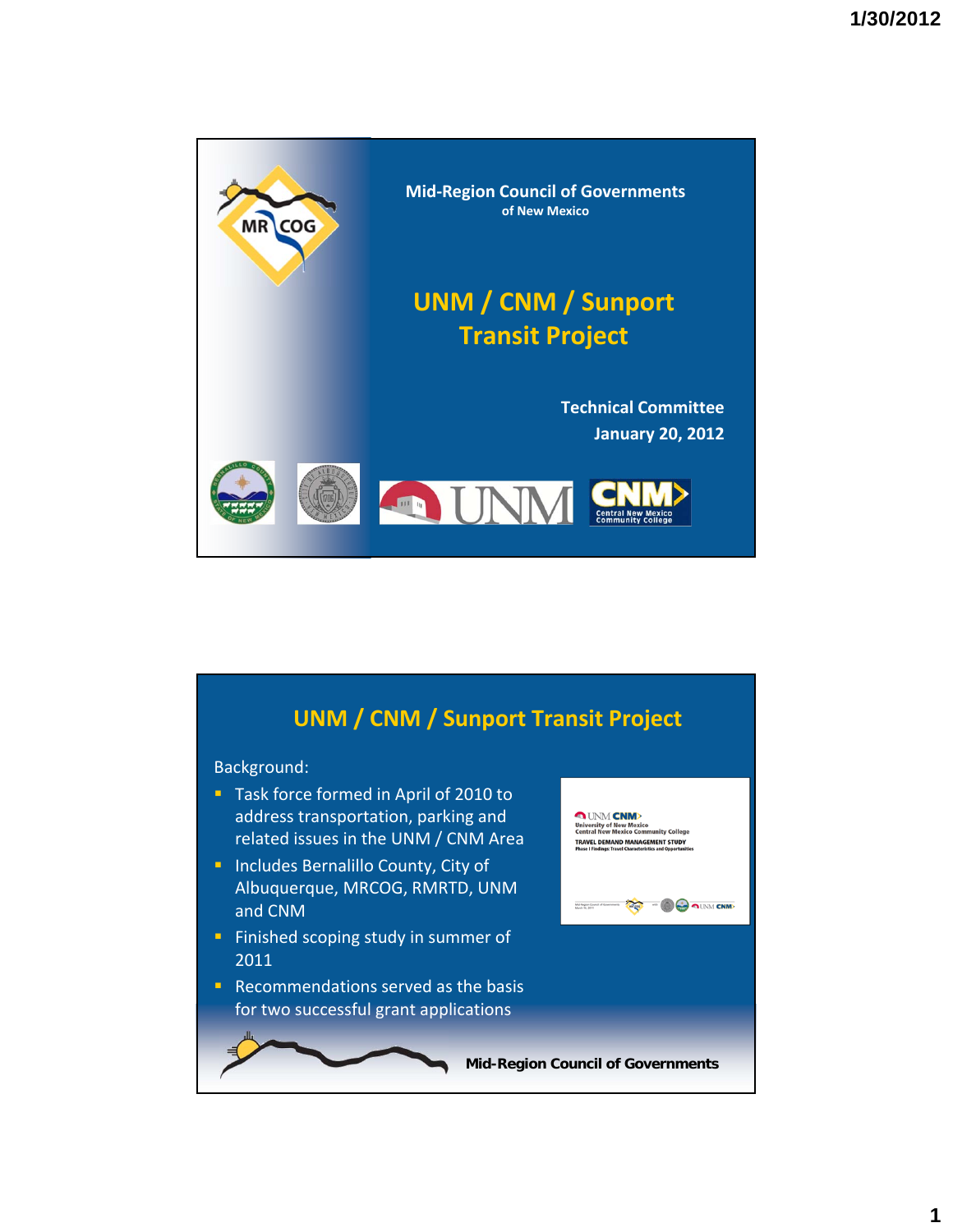Mid-Region Council of Governments
of New Mexico

# UNM / CNM / Sunport Transit Project

Technical Committee
January 20, 2012

## UNM / CNM / Sunport Transit Project

Background:

- Task force formed in April of 2010 to address transportation, parking and related issues in the UNM / CNM Area
- Includes Bernalillo County, City of Albuquerque, MRCOG, RMRTD, UNM and CNM
- Finished scoping study in summer of 2011
- Recommendations served as the basis for two successful grant applications

Mid-Region Council of Governments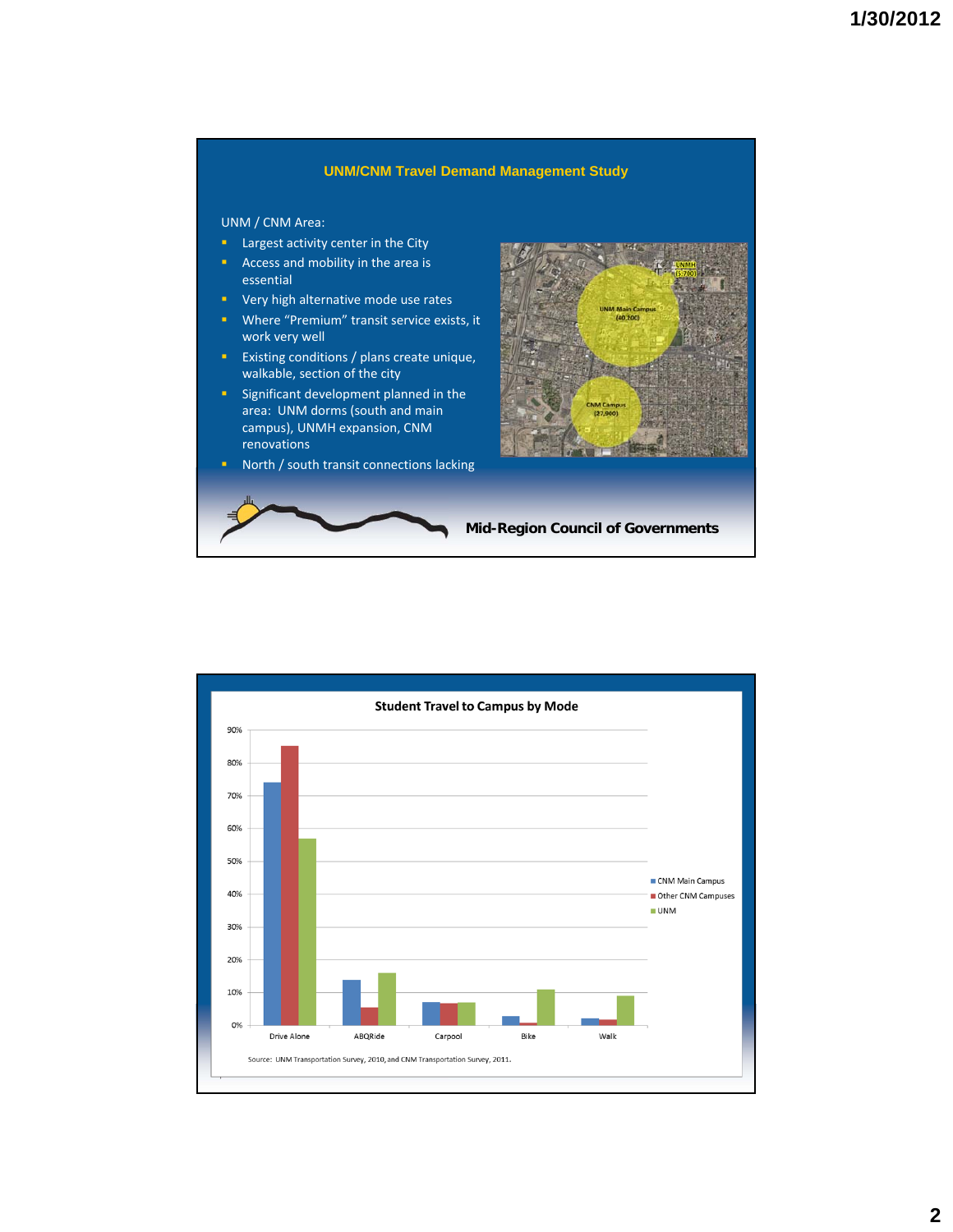## UNM/CNM Travel Demand Management Study

UNM / CNM Area:

- Largest activity center in the City
- Access and mobility in the area is essential
- Very high alternative mode use rates
- Where "Premium" transit service exists, it work very well
- Existing conditions / plans create unique, walkable, section of the city
- Significant development planned in the area: UNM dorms (south and main campus), UNMH expansion, CNM renovations
- North / south transit connections lacking

UNMH (3,700)

UNM Main Campus (40,200)

CNM Campus (27,900)

**Mid-Region Council of Governments**

### Student Travel to Campus by Mode

| Mode | CNM Main Campus | Other CNM Campuses | UNM |
|---|---|---|---|
| Drive Alone | ~74% | ~85% | ~57% |
| ABQRide | ~14% | ~5.5% | ~16% |
| Carpool | ~7% | ~6.5% | ~7% |
| Bike | ~2.5% | ~0.5% | ~11% |
| Walk | ~2% | ~1.5% | ~9% |

Source: UNM Transportation Survey, 2010, and CNM Transportation Survey, 2011.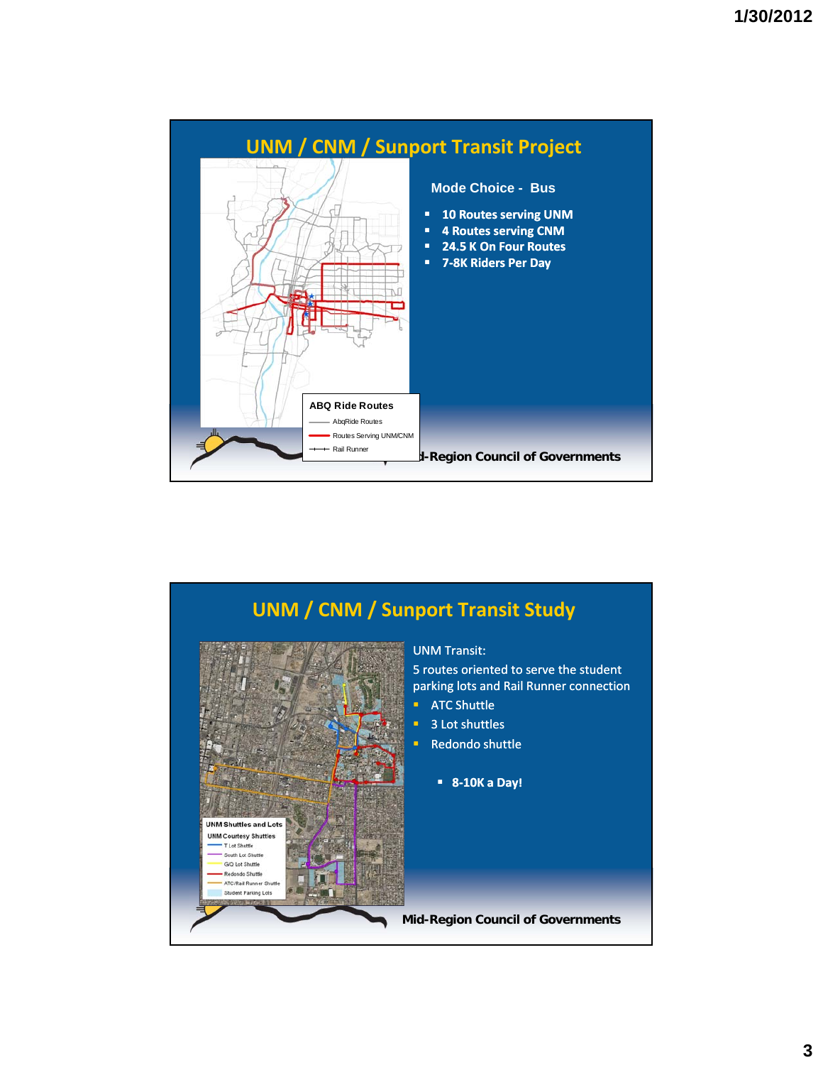## UNM / CNM / Sunport Transit Project

ABQ Ride Routes

- AbqRide Routes
- Routes Serving UNM/CNM
- Rail Runner

**Mode Choice - Bus**

- **10 Routes serving UNM**
- **4 Routes serving CNM**
- **24.5 K On Four Routes**
- **7-8K Riders Per Day**

**Mid-Region Council of Governments**

## UNM / CNM / Sunport Transit Study

UNM Shuttles and Lots

UNM Courtesy Shuttles

- T Lot Shuttle
- South Lot Shuttle
- G/Q Lot Shuttle
- Redondo Shuttle
- ATC/Rail Runner Shuttle
- Student Parking Lots

UNM Transit:

5 routes oriented to serve the student parking lots and Rail Runner connection

- ATC Shuttle
- 3 Lot shuttles
- Redondo shuttle
  - **8-10K a Day!**

**Mid-Region Council of Governments**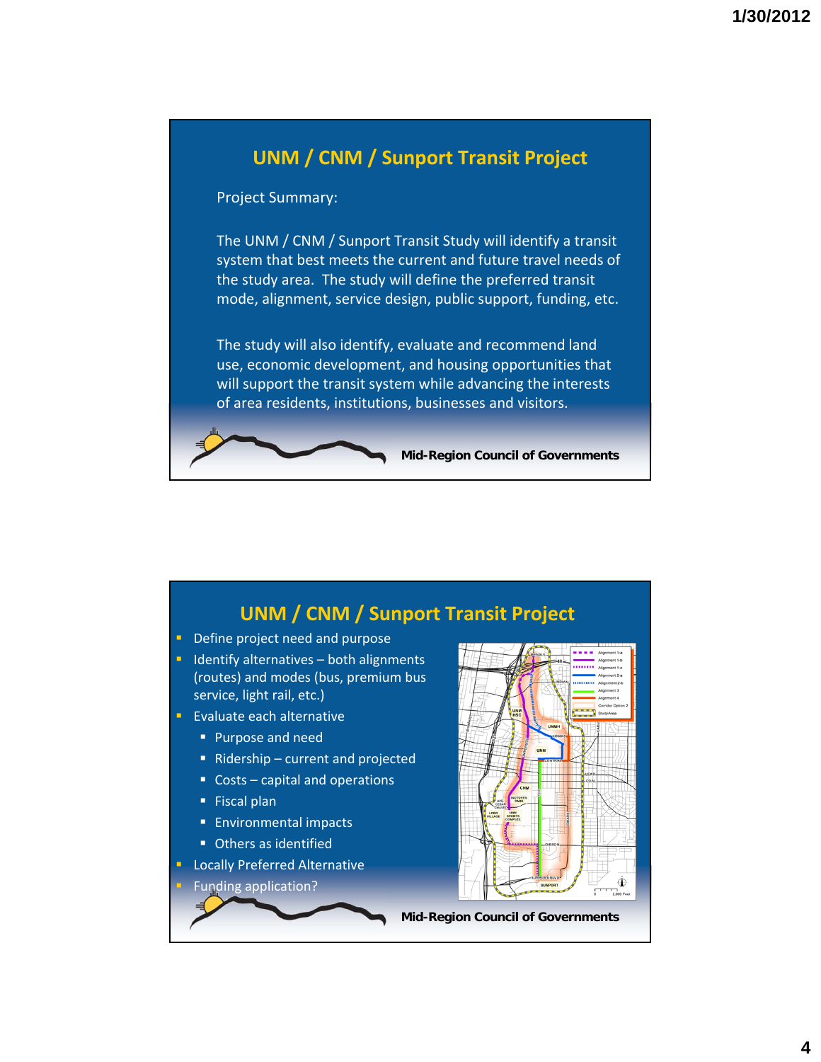## UNM / CNM / Sunport Transit Project

Project Summary:

The UNM / CNM / Sunport Transit Study will identify a transit system that best meets the current and future travel needs of the study area. The study will define the preferred transit mode, alignment, service design, public support, funding, etc.

The study will also identify, evaluate and recommend land use, economic development, and housing opportunities that will support the transit system while advancing the interests of area residents, institutions, businesses and visitors.

**Mid-Region Council of Governments**

## UNM / CNM / Sunport Transit Project

- Define project need and purpose
- Identify alternatives – both alignments (routes) and modes (bus, premium bus service, light rail, etc.)
- Evaluate each alternative
  - Purpose and need
  - Ridership – current and projected
  - Costs – capital and operations
  - Fiscal plan
  - Environmental impacts
  - Others as identified
- Locally Preferred Alternative
- Funding application?

**Mid-Region Council of Governments**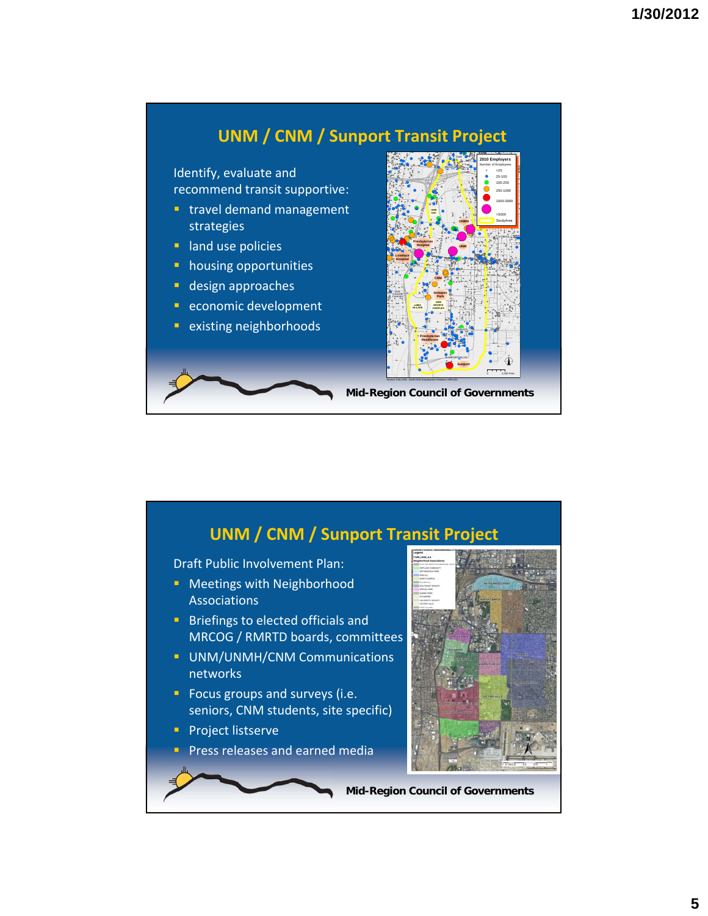## UNM / CNM / Sunport Transit Project

Identify, evaluate and recommend transit supportive:

- travel demand management strategies
- land use policies
- housing opportunities
- design approaches
- economic development
- existing neighborhoods

Mid-Region Council of Governments

## UNM / CNM / Sunport Transit Project

Draft Public Involvement Plan:

- Meetings with Neighborhood Associations
- Briefings to elected officials and MRCOG / RMRTD boards, committees
- UNM/UNMH/CNM Communications networks
- Focus groups and surveys (i.e. seniors, CNM students, site specific)
- Project listserve
- Press releases and earned media

Mid-Region Council of Governments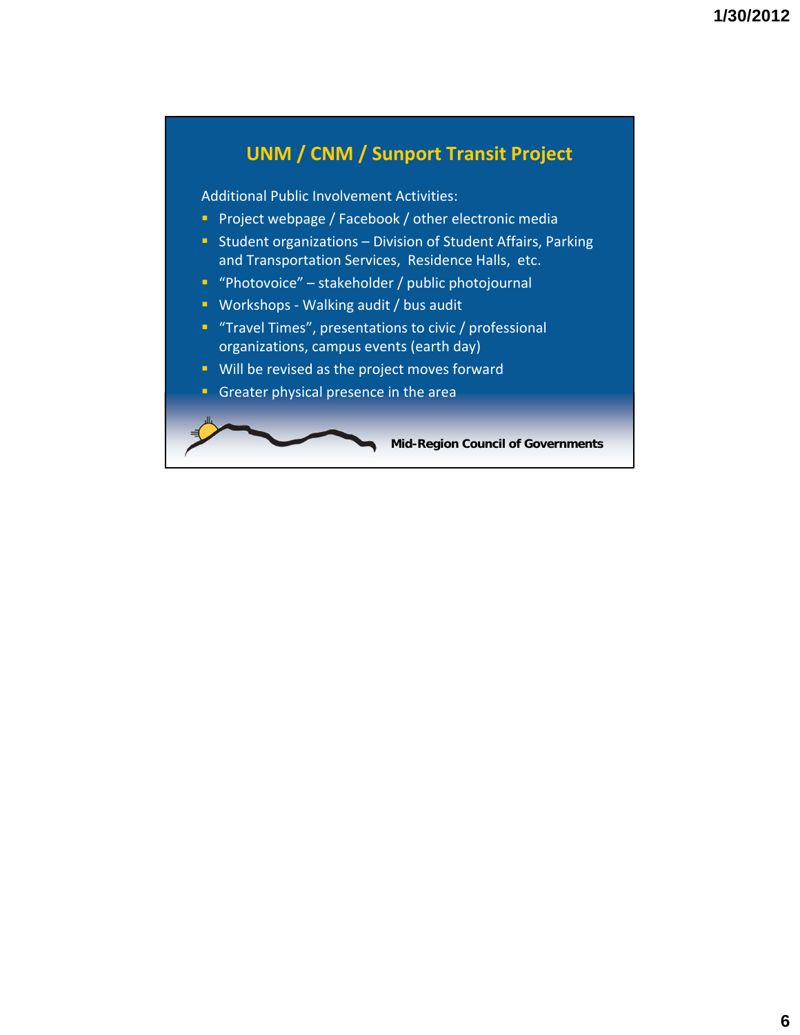## UNM / CNM / Sunport Transit Project

Additional Public Involvement Activities:

- Project webpage / Facebook / other electronic media
- Student organizations – Division of Student Affairs, Parking and Transportation Services, Residence Halls, etc.
- "Photovoice" – stakeholder / public photojournal
- Workshops - Walking audit / bus audit
- "Travel Times", presentations to civic / professional organizations, campus events (earth day)
- Will be revised as the project moves forward
- Greater physical presence in the area

**Mid-Region Council of Governments**